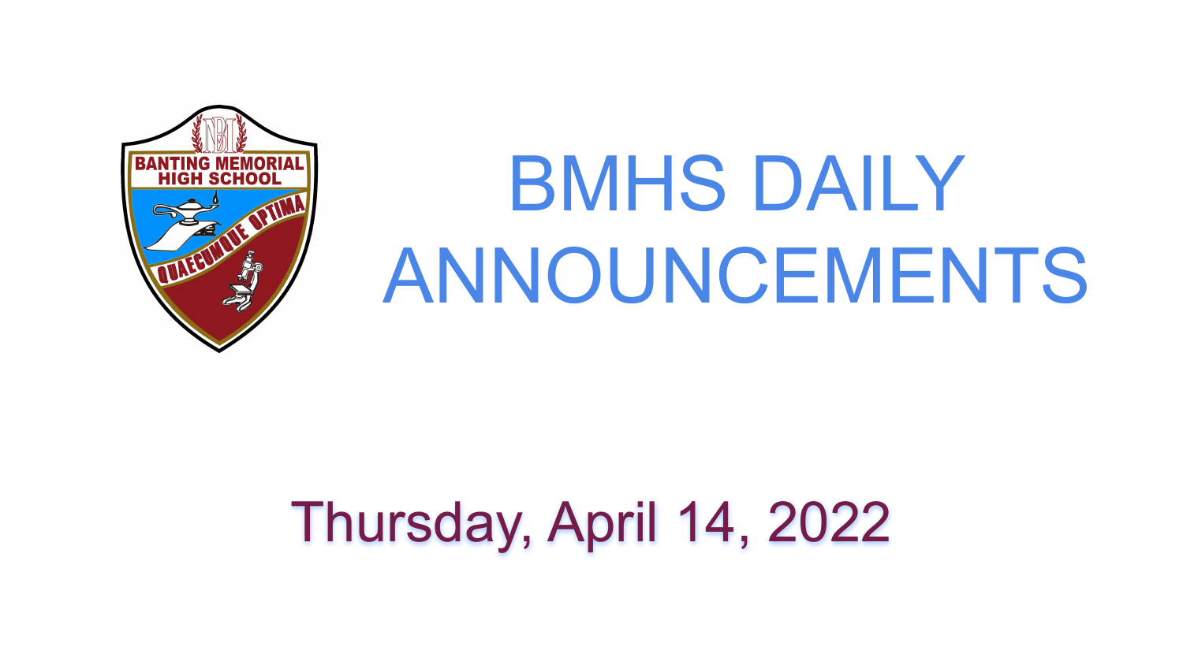# BMHS DAILY ANNOUNCEMENTS

Thursday, April 14, 2022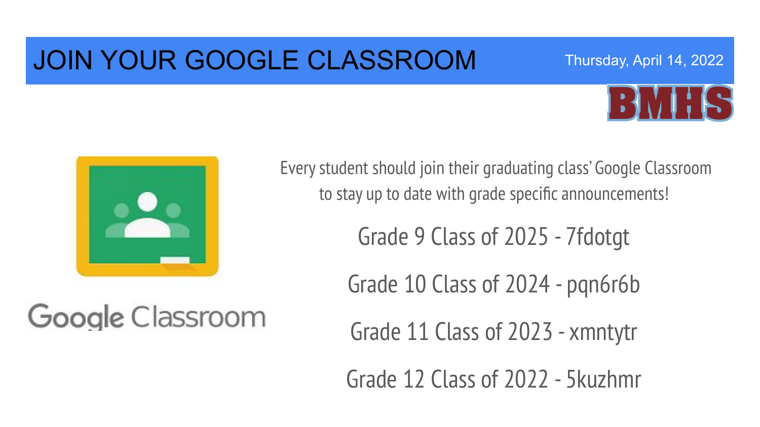# JOIN YOUR GOOGLE CLASSROOM

Thursday, April 14, 2022

BMHS

Google Classroom

Every student should join their graduating class' Google Classroom to stay up to date with grade specific announcements!

Grade 9 Class of 2025 - 7fdotgt

Grade 10 Class of 2024 - pqn6r6b

Grade 11 Class of 2023 - xmntytr

Grade 12 Class of 2022 - 5kuzhmr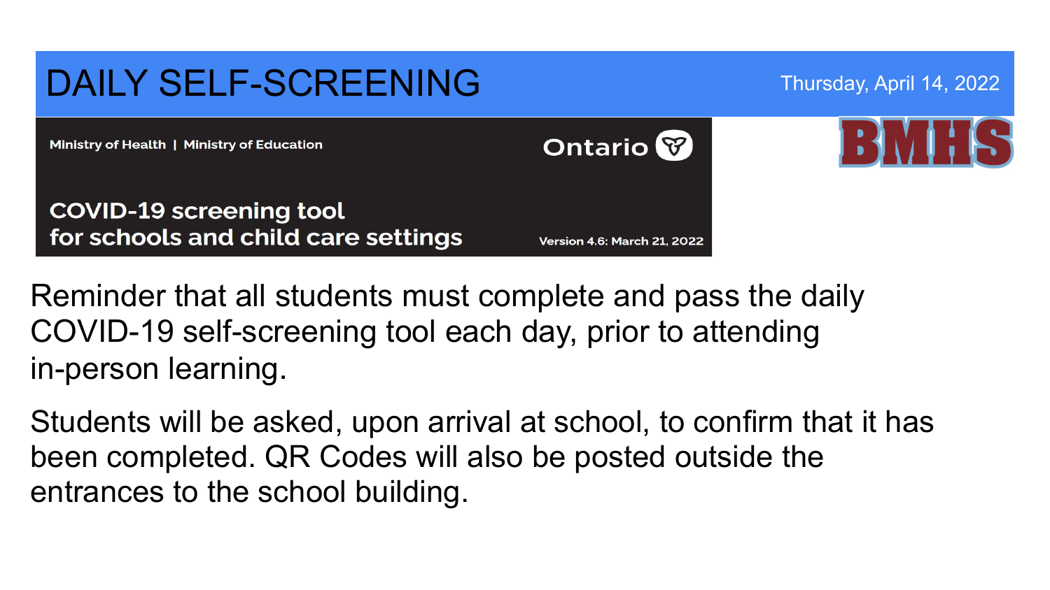# DAILY SELF-SCREENING

Thursday, April 14, 2022

BMHS

Ministry of Health | Ministry of Education

Ontario

**COVID-19 screening tool for schools and child care settings**

Version 4.6: March 21, 2022

Reminder that all students must complete and pass the daily COVID-19 self-screening tool each day, prior to attending in-person learning.

Students will be asked, upon arrival at school, to confirm that it has been completed. QR Codes will also be posted outside the entrances to the school building.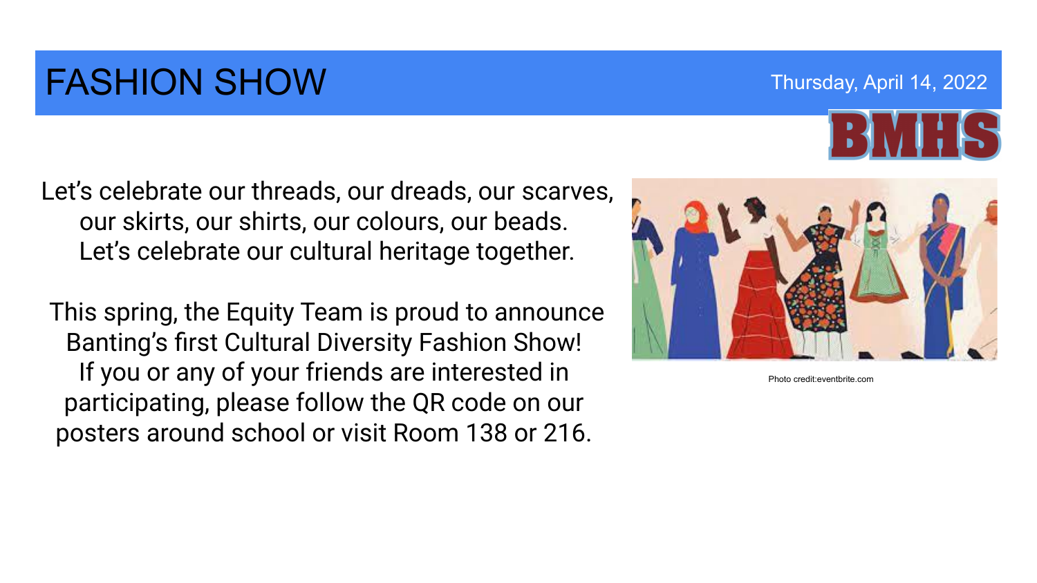# FASHION SHOW

Thursday, April 14, 2022

BMHS

Let's celebrate our threads, our dreads, our scarves, our skirts, our shirts, our colours, our beads. Let's celebrate our cultural heritage together.

This spring, the Equity Team is proud to announce Banting's first Cultural Diversity Fashion Show! If you or any of your friends are interested in participating, please follow the QR code on our posters around school or visit Room 138 or 216.

Photo credit:eventbrite.com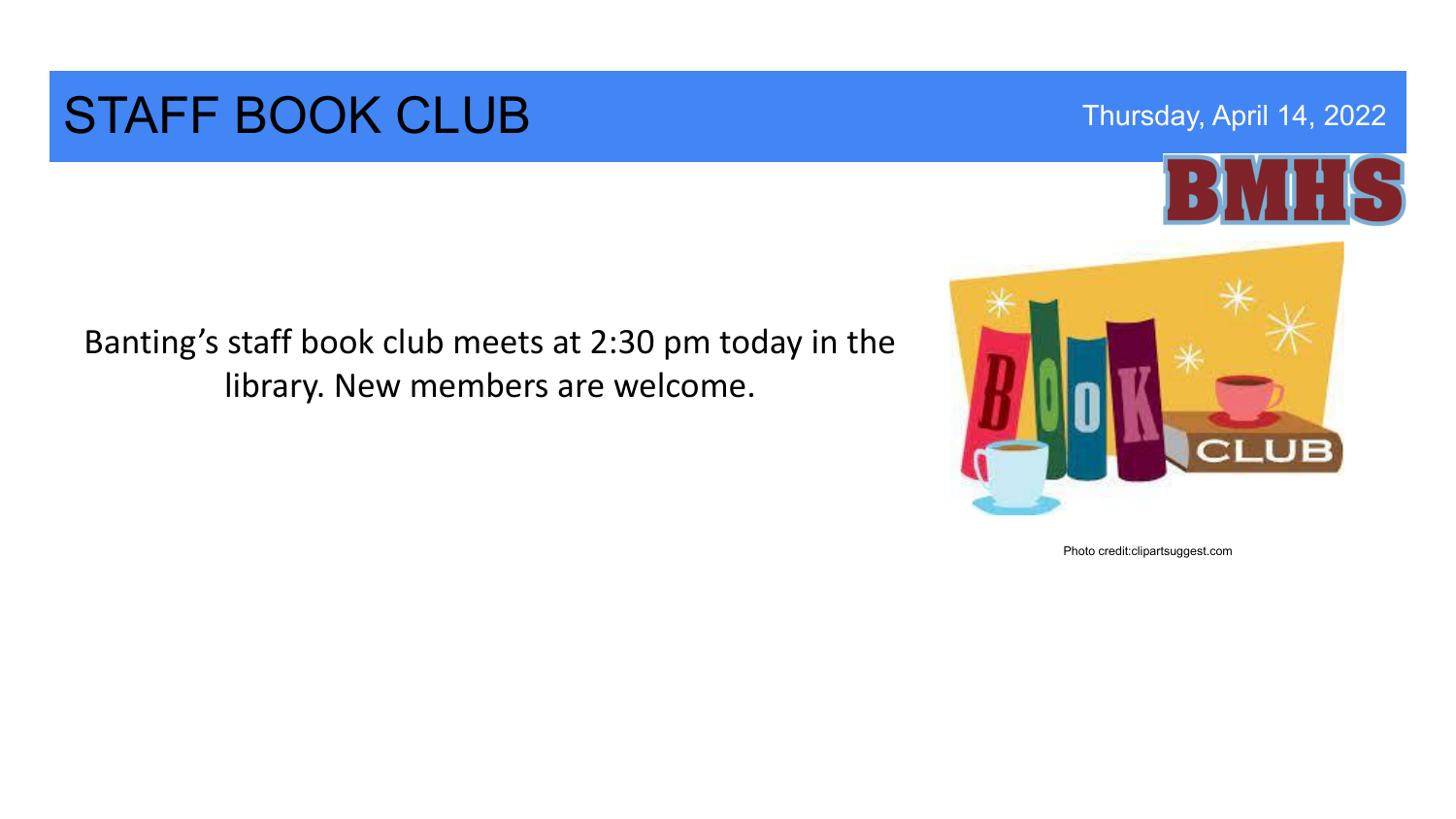# STAFF BOOK CLUB

Thursday, April 14, 2022

BMHS

Banting's staff book club meets at 2:30 pm today in the library. New members are welcome.

Photo credit:clipartsuggest.com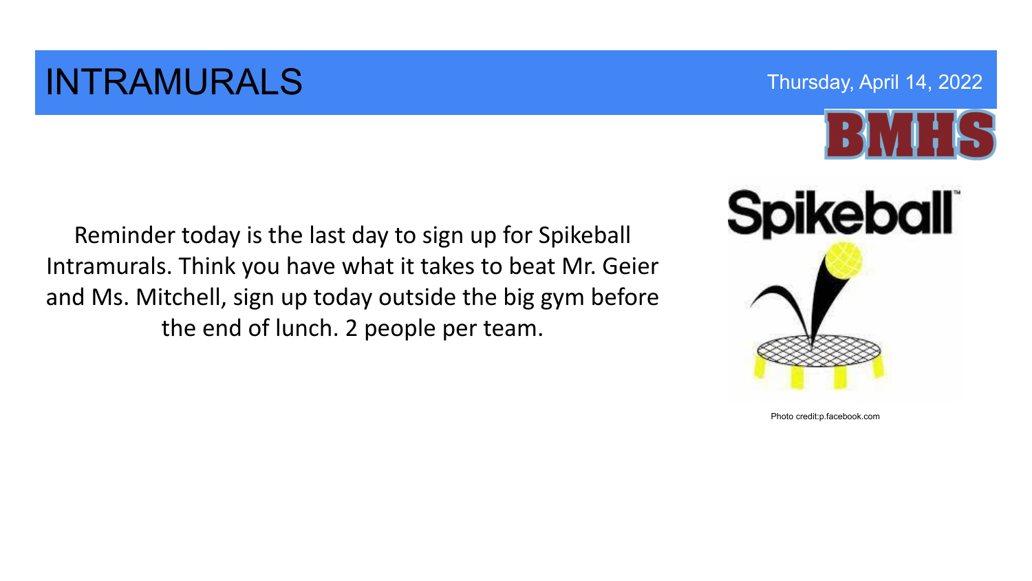# INTRAMURALS

Thursday, April 14, 2022

BMHS

Reminder today is the last day to sign up for Spikeball Intramurals. Think you have what it takes to beat Mr. Geier and Ms. Mitchell, sign up today outside the big gym before the end of lunch. 2 people per team.

Spikeball

Photo credit:p.facebook.com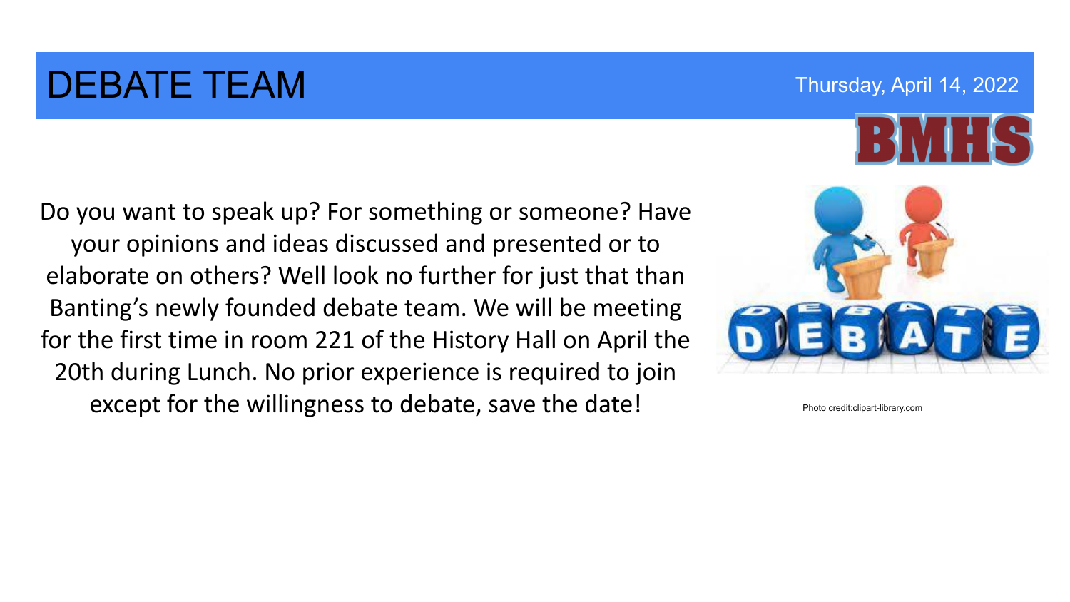# DEBATE TEAM

Thursday, April 14, 2022

BMHS

Do you want to speak up? For something or someone? Have your opinions and ideas discussed and presented or to elaborate on others? Well look no further for just that than Banting's newly founded debate team. We will be meeting for the first time in room 221 of the History Hall on April the 20th during Lunch. No prior experience is required to join except for the willingness to debate, save the date!

Photo credit:clipart-library.com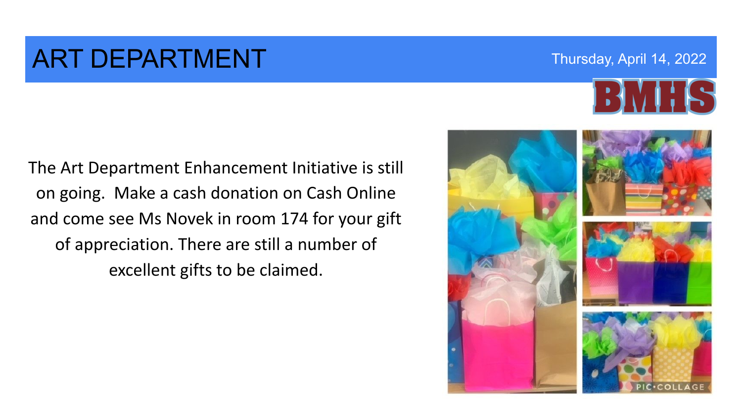# ART DEPARTMENT

Thursday, April 14, 2022

BMHS

The Art Department Enhancement Initiative is still on going. Make a cash donation on Cash Online and come see Ms Novek in room 174 for your gift of appreciation. There are still a number of excellent gifts to be claimed.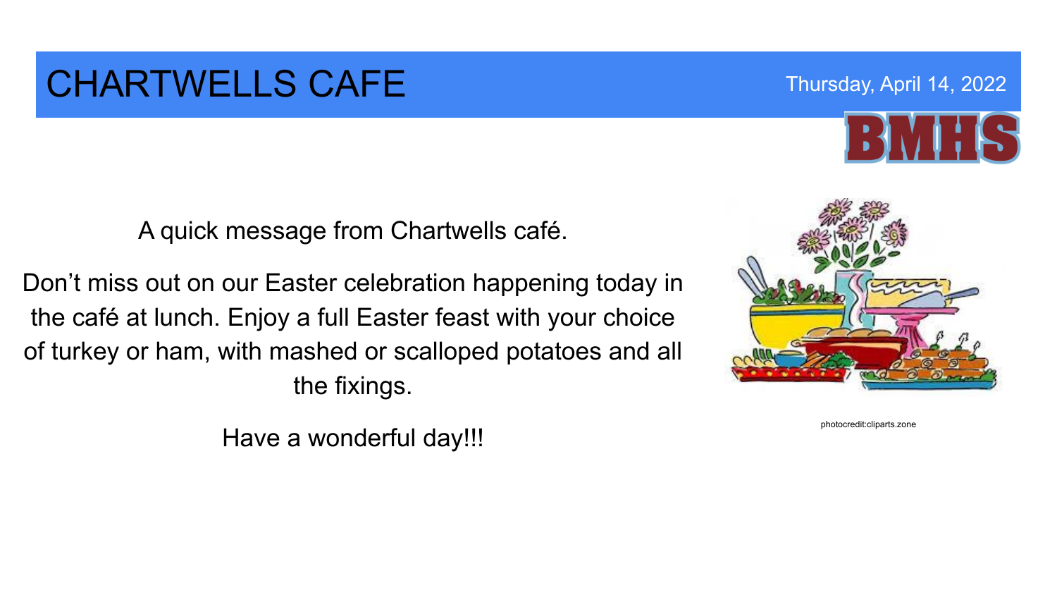# CHARTWELLS CAFE

Thursday, April 14, 2022

BMHS

A quick message from Chartwells café.

Don't miss out on our Easter celebration happening today in the café at lunch. Enjoy a full Easter feast with your choice of turkey or ham, with mashed or scalloped potatoes and all the fixings.

Have a wonderful day!!!

photocredit:cliparts.zone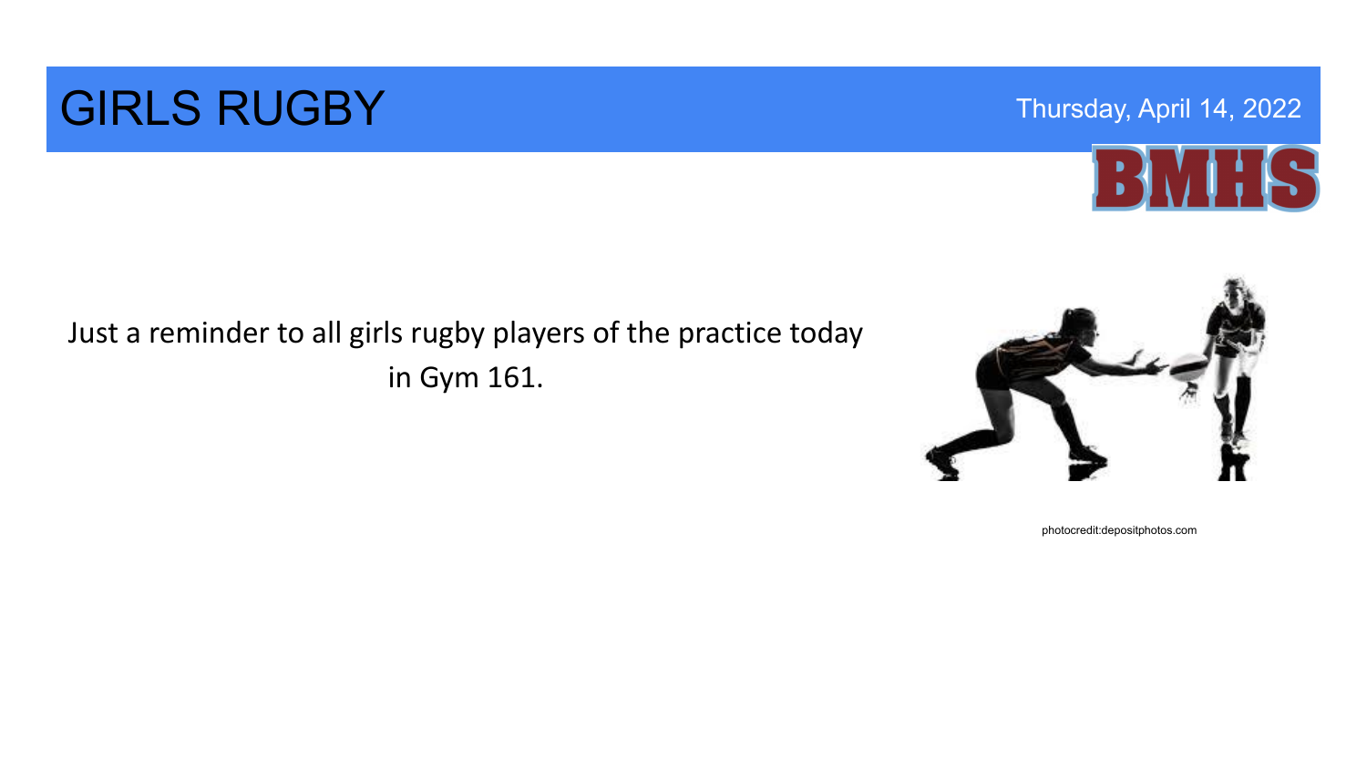# GIRLS RUGBY

Thursday, April 14, 2022

BMHS

Just a reminder to all girls rugby players of the practice today in Gym 161.

photocredit:depositphotos.com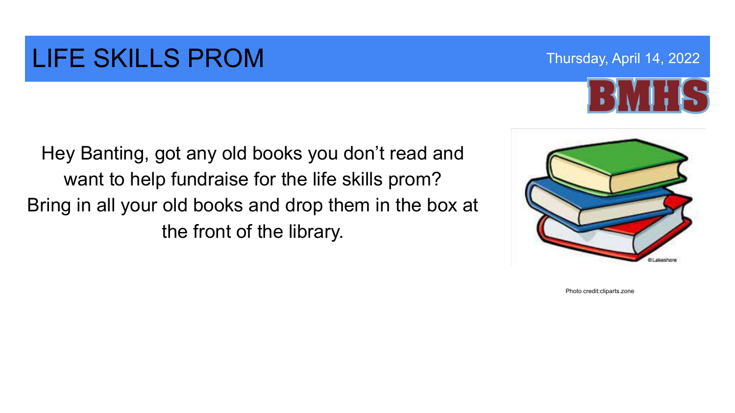# LIFE SKILLS PROM

Thursday, April 14, 2022

BMHS

Hey Banting, got any old books you don't read and want to help fundraise for the life skills prom? Bring in all your old books and drop them in the box at the front of the library.

Photo credit:cliparts.zone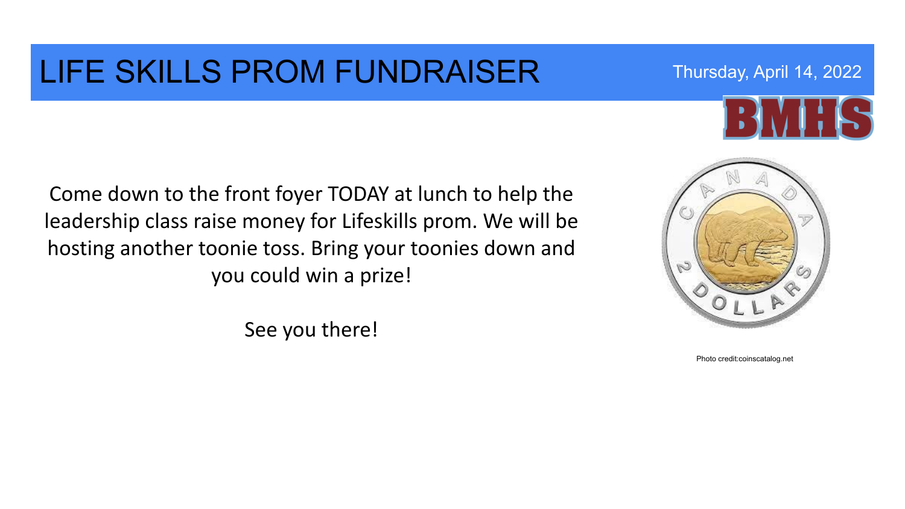# LIFE SKILLS PROM FUNDRAISER

Thursday, April 14, 2022

BMHS

Come down to the front foyer TODAY at lunch to help the leadership class raise money for Lifeskills prom. We will be hosting another toonie toss. Bring your toonies down and you could win a prize!

See you there!

Photo credit:coinscatalog.net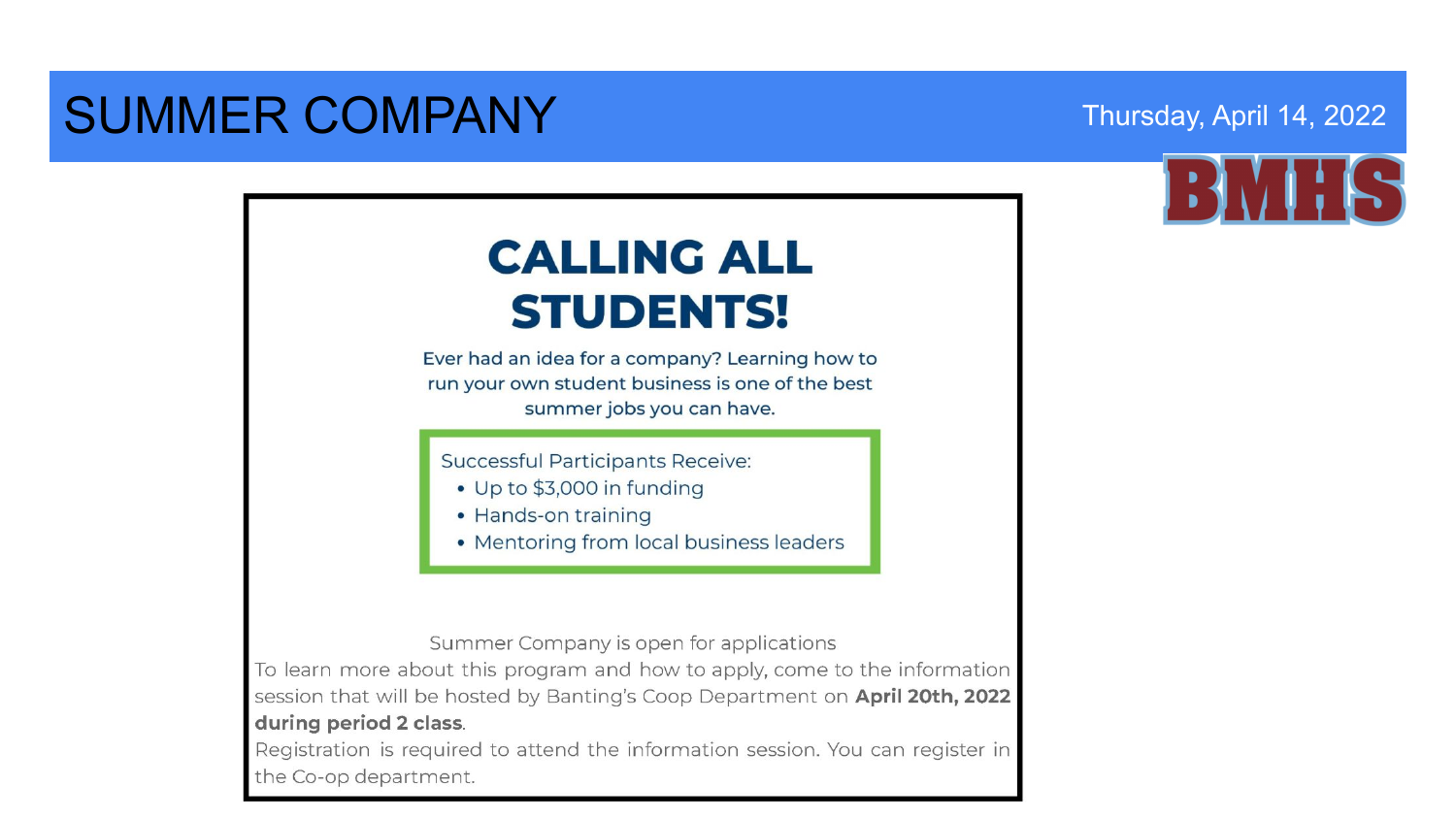# SUMMER COMPANY

Thursday, April 14, 2022

BMHS

## CALLING ALL STUDENTS!

Ever had an idea for a company? Learning how to run your own student business is one of the best summer jobs you can have.

Successful Participants Receive:

- Up to $3,000 in funding
- Hands-on training
- Mentoring from local business leaders

Summer Company is open for applications

To learn more about this program and how to apply, come to the information session that will be hosted by Banting's Coop Department on **April 20th, 2022 during period 2 class**.

Registration is required to attend the information session. You can register in the Co-op department.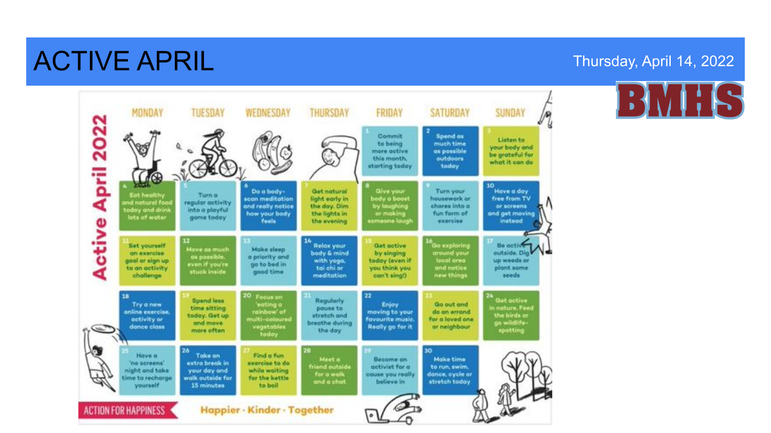# ACTIVE APRIL

Thursday, April 14, 2022

BMHS

## Active April 2022

| MONDAY | TUESDAY | WEDNESDAY | THURSDAY | FRIDAY | SATURDAY | SUNDAY |
|---|---|---|---|---|---|---|
| | | | | 1 Commit to being more active this month, starting today | 2 Spend as much time as possible outdoors today | 3 Listen to your body and be grateful for what it can do |
| 4 Eat healthy and natural food today and drink lots of water | 5 Turn a regular activity into a playful game today | 6 Do a body-scan meditation and really notice how your body feels | 7 Get natural light early in the day. Dim the lights in the evening | 8 Give your body a boost by laughing or making someone laugh | 9 Turn your housework or chores into a fun form of exercise | 10 Have a day free from TV or screens and get moving instead |
| 11 Set yourself an exercise goal or sign up to an activity challenge | 12 Move as much as possible, even if you're stuck inside | 13 Make sleep a priority and go to bed in good time | 14 Relax your body & mind with yoga, tai chi or meditation | 15 Get active by singing today (even if you think you can't sing!) | 16 Go exploring around your local area and notice new things | 17 Be active outside. Dig up weeds or plant some seeds |
| 18 Try a new online exercise, activity or dance class | 19 Spend less time sitting today. Get up and move more often | 20 Focus on 'eating a rainbow' of multi-coloured vegetables today | 21 Regularly pause to stretch and breathe during the day | 22 Enjoy moving to your favourite music. Really go for it | 23 Go out and do an errand for a loved one or neighbour | 24 Get active in nature. Feed the birds or go wildlife-spotting |
| 25 Have a 'no screens' night and take time to recharge yourself | 26 Take an extra break in your day and walk outside for 15 minutes | 27 Find a fun exercise to do while waiting for the kettle to boil | 28 Meet a friend outside for a walk and a chat | 29 Become an activist for a cause you really believe in | 30 Make time to run, swim, dance, cycle or stretch today | |

ACTION FOR HAPPINESS

Happier · Kinder · Together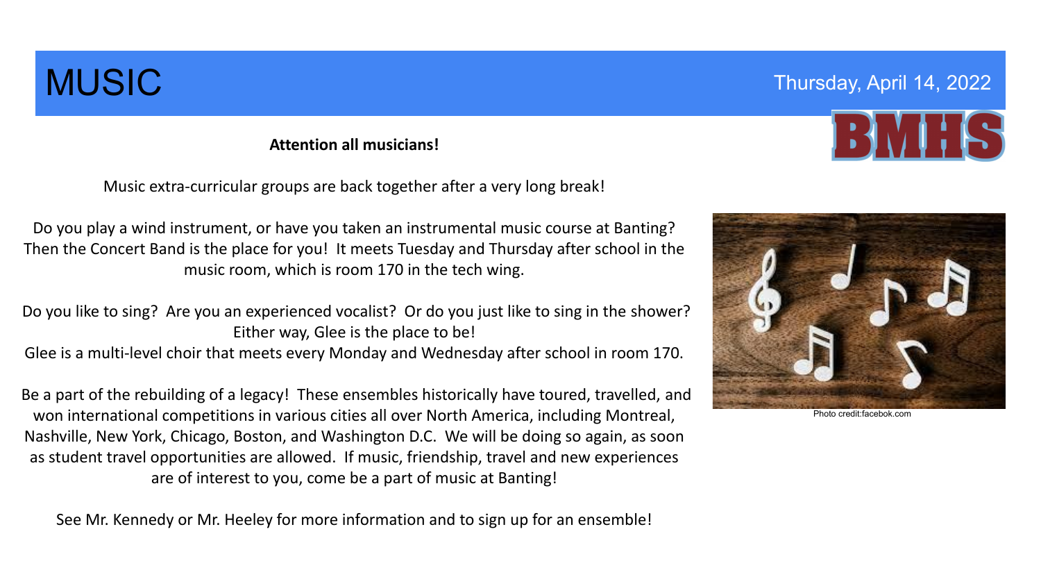# MUSIC

Thursday, April 14, 2022

BMHS

**Attention all musicians!**

Music extra-curricular groups are back together after a very long break!

Do you play a wind instrument, or have you taken an instrumental music course at Banting? Then the Concert Band is the place for you! It meets Tuesday and Thursday after school in the music room, which is room 170 in the tech wing.

Do you like to sing? Are you an experienced vocalist? Or do you just like to sing in the shower? Either way, Glee is the place to be!
Glee is a multi-level choir that meets every Monday and Wednesday after school in room 170.

Be a part of the rebuilding of a legacy! These ensembles historically have toured, travelled, and won international competitions in various cities all over North America, including Montreal, Nashville, New York, Chicago, Boston, and Washington D.C. We will be doing so again, as soon as student travel opportunities are allowed. If music, friendship, travel and new experiences are of interest to you, come be a part of music at Banting!

See Mr. Kennedy or Mr. Heeley for more information and to sign up for an ensemble!

Photo credit:facebok.com